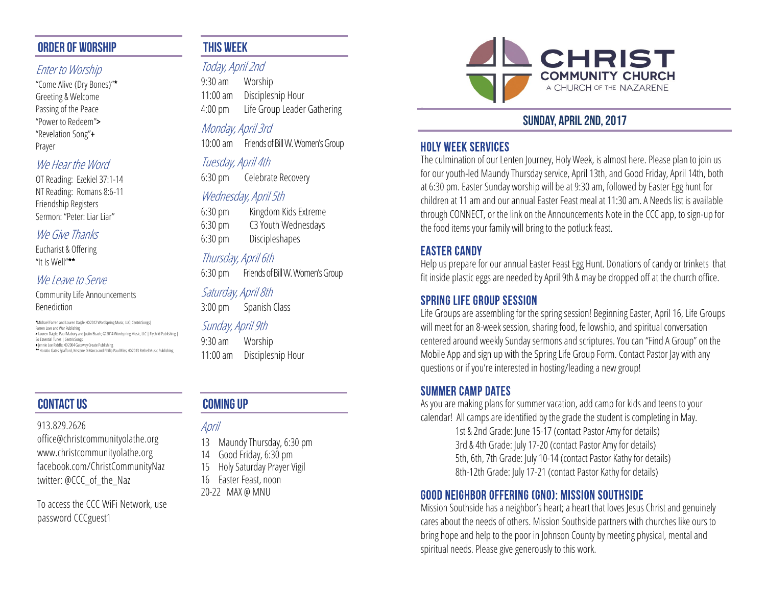## ORDER OF WORSHIP

### *Enter to Worship*

"Come Alive (Dry Bones)"*
Greeting & Welcome
Passing of the Peace
"Power to Redeem">
"Revelation Song"+
Prayer

### *We Hear the Word*

OT Reading: Ezekiel 37:1-14
NT Reading: Romans 8:6-11
Friendship Registers
Sermon: "Peter: Liar Liar"

### *We Give Thanks*

Eucharist & Offering
"It Is Well"**

### *We Leave to Serve*

Community Life Announcements
Benediction

*Michael Farren and Lauren Daigle; ©2012 Wordspring Music, LLC | CentricSongs | Farren Love and War Publishing
> Lauren Daigle, Paul Mabury and Justin Ebach; ©2014 Wordspring Music, LLC | Flychild Publishing | So Essential Tunes | CentricSongs
+ Jennie Lee Riddle; ©2004 Gateway Create Publishing
** Horatio Gates Spafford, Kristene DiMarco and Philip Paul Bliss; ©2013 Bethel Music Publishing

## CONTACT US

913.829.2626
office@christcommunityolathe.org
www.christcommunityolathe.org
facebook.com/ChristCommunityNaz
twitter: @CCC_of_the_Naz

To access the CCC WiFi Network, use password CCCguest1

## THIS WEEK

### *Today, April 2nd*

9:30 am Worship
11:00 am Discipleship Hour
4:00 pm Life Group Leader Gathering

### *Monday, April 3rd*

10:00 am Friends of Bill W. Women's Group

### *Tuesday, April 4th*

6:30 pm Celebrate Recovery

### *Wednesday, April 5th*

6:30 pm Kingdom Kids Extreme
6:30 pm C3 Youth Wednesdays
6:30 pm Discipleshapes

### *Thursday, April 6th*

6:30 pm Friends of Bill W. Women's Group

### *Saturday, April 8th*

3:00 pm Spanish Class

### *Sunday, April 9th*

9:30 am Worship
11:00 am Discipleship Hour

## COMING UP

### *April*

13 Maundy Thursday, 6:30 pm
14 Good Friday, 6:30 pm
15 Holy Saturday Prayer Vigil
16 Easter Feast, noon
20-22 MAX @ MNU

# CHRIST COMMUNITY CHURCH
A CHURCH OF THE NAZARENE

## SUNDAY, APRIL 2ND, 2017

### HOLY WEEK SERVICES

The culmination of our Lenten Journey, Holy Week, is almost here. Please plan to join us for our youth-led Maundy Thursday service, April 13th, and Good Friday, April 14th, both at 6:30 pm. Easter Sunday worship will be at 9:30 am, followed by Easter Egg hunt for children at 11 am and our annual Easter Feast meal at 11:30 am. A Needs list is available through CONNECT, or the link on the Announcements Note in the CCC app, to sign-up for the food items your family will bring to the potluck feast.

### EASTER CANDY

Help us prepare for our annual Easter Feast Egg Hunt. Donations of candy or trinkets that fit inside plastic eggs are needed by April 9th & may be dropped off at the church office.

### SPRING LIFE GROUP SESSION

Life Groups are assembling for the spring session! Beginning Easter, April 16, Life Groups will meet for an 8-week session, sharing food, fellowship, and spiritual conversation centered around weekly Sunday sermons and scriptures. You can "Find A Group" on the Mobile App and sign up with the Spring Life Group Form. Contact Pastor Jay with any questions or if you're interested in hosting/leading a new group!

### SUMMER CAMP DATES

As you are making plans for summer vacation, add camp for kids and teens to your calendar! All camps are identified by the grade the student is completing in May.

1st & 2nd Grade: June 15-17 (contact Pastor Amy for details)
3rd & 4th Grade: July 17-20 (contact Pastor Amy for details)
5th, 6th, 7th Grade: July 10-14 (contact Pastor Kathy for details)
8th-12th Grade: July 17-21 (contact Pastor Kathy for details)

### GOOD NEIGHBOR OFFERING (GNO): MISSION SOUTHSIDE

Mission Southside has a neighbor's heart; a heart that loves Jesus Christ and genuinely cares about the needs of others. Mission Southside partners with churches like ours to bring hope and help to the poor in Johnson County by meeting physical, mental and spiritual needs. Please give generously to this work.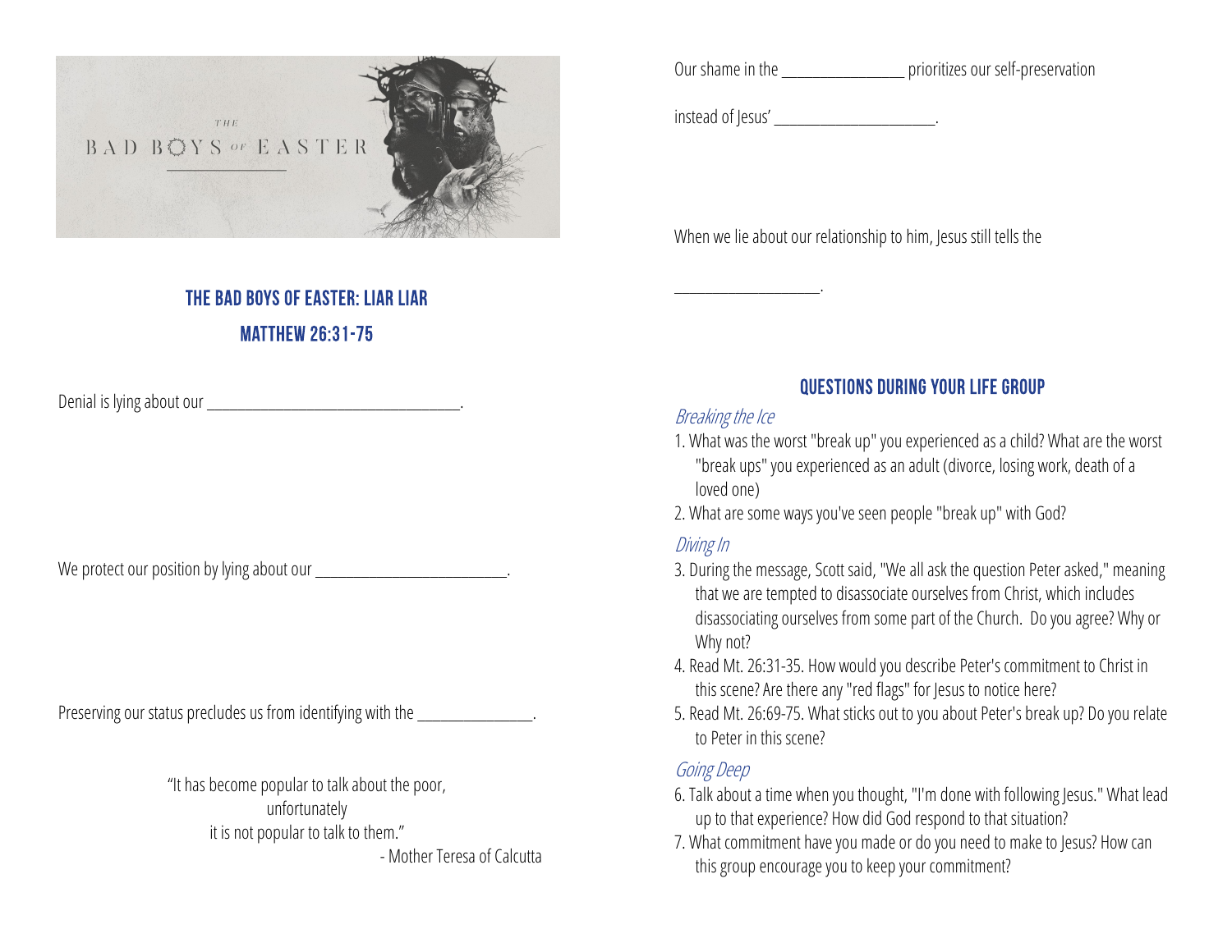THE BAD BOYS OF EASTER

## THE BAD BOYS OF EASTER: LIAR LIAR

## MATTHEW 26:31-75

Denial is lying about our ________________________________.

We protect our position by lying about our ________________________.

Preserving our status precludes us from identifying with the _______________.

"It has become popular to talk about the poor,
unfortunately
it is not popular to talk to them."
- Mother Teresa of Calcutta

Our shame in the ________________ prioritizes our self-preservation instead of Jesus' ______________________.

When we lie about our relationship to him, Jesus still tells the ___________________.

## QUESTIONS DURING YOUR LIFE GROUP

*Breaking the Ice*

1. What was the worst "break up" you experienced as a child? What are the worst "break ups" you experienced as an adult (divorce, losing work, death of a loved one)
2. What are some ways you've seen people "break up" with God?

*Diving In*

3. During the message, Scott said, "We all ask the question Peter asked," meaning that we are tempted to disassociate ourselves from Christ, which includes disassociating ourselves from some part of the Church. Do you agree? Why or Why not?
4. Read Mt. 26:31-35. How would you describe Peter's commitment to Christ in this scene? Are there any "red flags" for Jesus to notice here?
5. Read Mt. 26:69-75. What sticks out to you about Peter's break up? Do you relate to Peter in this scene?

*Going Deep*

6. Talk about a time when you thought, "I'm done with following Jesus." What lead up to that experience? How did God respond to that situation?
7. What commitment have you made or do you need to make to Jesus? How can this group encourage you to keep your commitment?